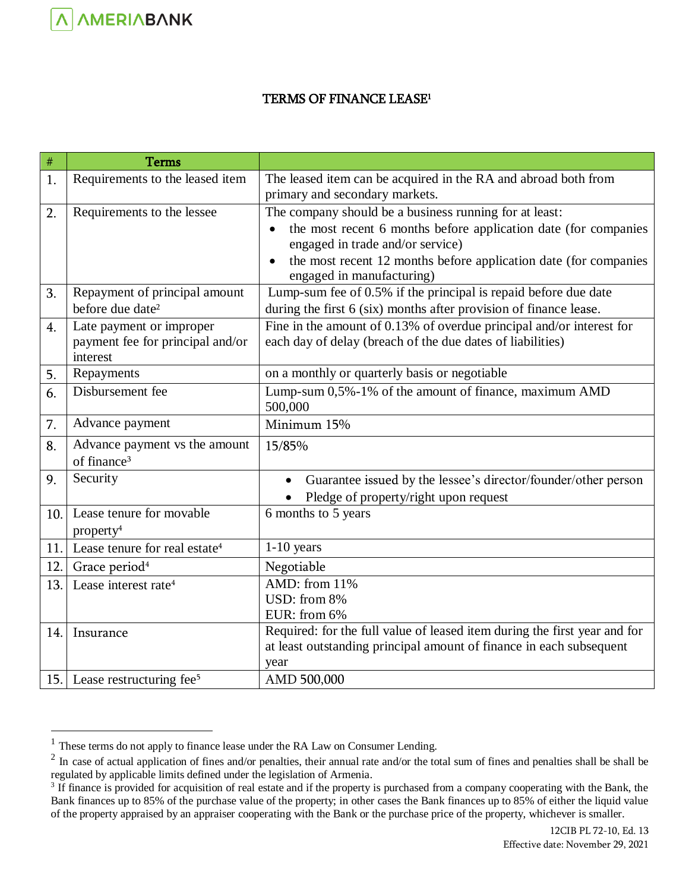# TERMS OF FINANCE LEASE[1]

| # | Terms | |
|---|---|---|
| 1. | Requirements to the leased item | The leased item can be acquired in the RA and abroad both from primary and secondary markets. |
| 2. | Requirements to the lessee | The company should be a business running for at least:<br>• the most recent 6 months before application date (for companies engaged in trade and/or service)<br>• the most recent 12 months before application date (for companies engaged in manufacturing) |
| 3. | Repayment of principal amount before due date[2] | Lump-sum fee of 0.5% if the principal is repaid before due date during the first 6 (six) months after provision of finance lease. |
| 4. | Late payment or improper payment fee for principal and/or interest | Fine in the amount of 0.13% of overdue principal and/or interest for each day of delay (breach of the due dates of liabilities) |
| 5. | Repayments | on a monthly or quarterly basis or negotiable |
| 6. | Disbursement fee | Lump-sum 0,5%-1% of the amount of finance, maximum AMD 500,000 |
| 7. | Advance payment | Minimum 15% |
| 8. | Advance payment vs the amount of finance[3] | 15/85% |
| 9. | Security | • Guarantee issued by the lessee's director/founder/other person<br>• Pledge of property/right upon request |
| 10. | Lease tenure for movable property[4] | 6 months to 5 years |
| 11. | Lease tenure for real estate[4] | 1-10 years |
| 12. | Grace period[4] | Negotiable |
| 13. | Lease interest rate[4] | AMD: from 11%<br>USD: from 8%<br>EUR: from 6% |
| 14. | Insurance | Required: for the full value of leased item during the first year and for at least outstanding principal amount of finance in each subsequent year |
| 15. | Lease restructuring fee[5] | AMD 500,000 |

[1] These terms do not apply to finance lease under the RA Law on Consumer Lending.

[2] In case of actual application of fines and/or penalties, their annual rate and/or the total sum of fines and penalties shall be shall be regulated by applicable limits defined under the legislation of Armenia.

[3] If finance is provided for acquisition of real estate and if the property is purchased from a company cooperating with the Bank, the Bank finances up to 85% of the purchase value of the property; in other cases the Bank finances up to 85% of either the liquid value of the property appraised by an appraiser cooperating with the Bank or the purchase price of the property, whichever is smaller.

12CIB PL 72-10, Ed. 13
Effective date: November 29, 2021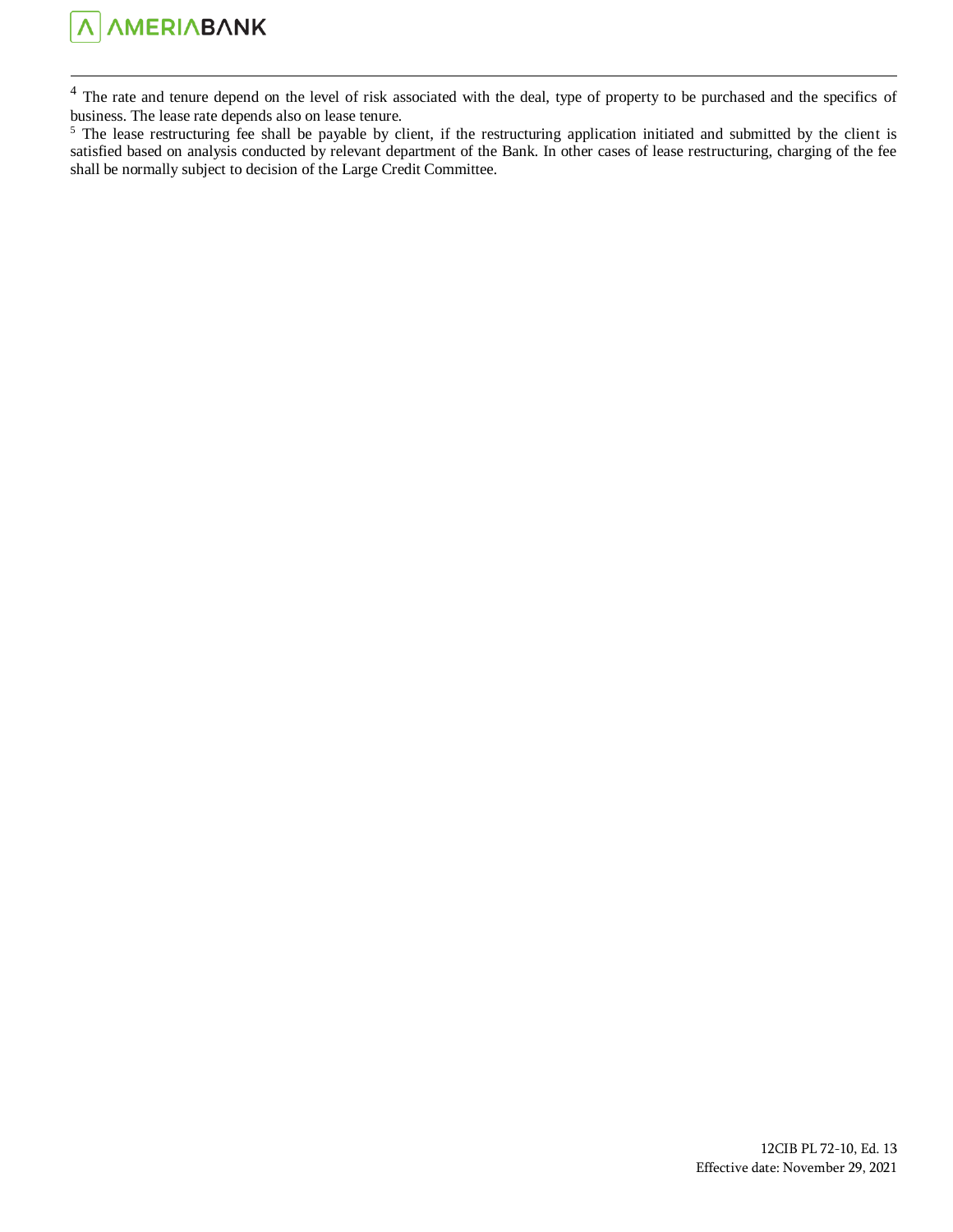[4] The rate and tenure depend on the level of risk associated with the deal, type of property to be purchased and the specifics of business. The lease rate depends also on lease tenure.

[5] The lease restructuring fee shall be payable by client, if the restructuring application initiated and submitted by the client is satisfied based on analysis conducted by relevant department of the Bank. In other cases of lease restructuring, charging of the fee shall be normally subject to decision of the Large Credit Committee.

12CIB PL 72-10, Ed. 13
Effective date: November 29, 2021